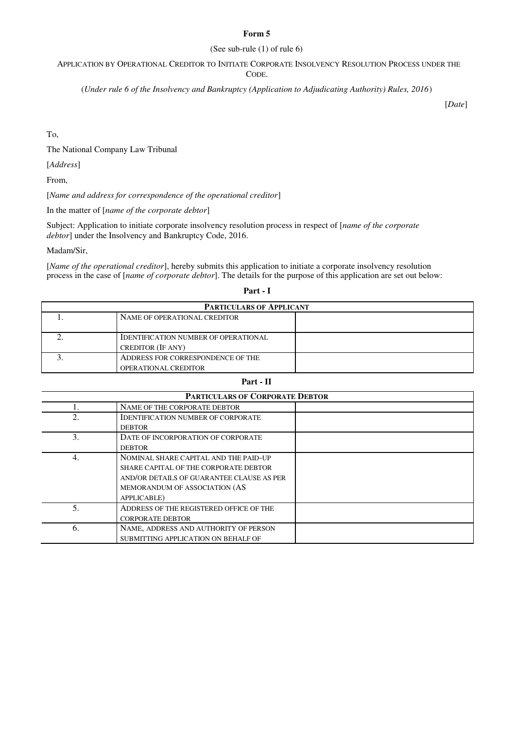**Form 5**

(See sub-rule (1) of rule 6)

APPLICATION BY OPERATIONAL CREDITOR TO INITIATE CORPORATE INSOLVENCY RESOLUTION PROCESS UNDER THE CODE.

(*Under rule 6 of the Insolvency and Bankruptcy (Application to Adjudicating Authority) Rules, 2016*)

[*Date*]

To,

The National Company Law Tribunal

[*Address*]

From,

[*Name and address for correspondence of the operational creditor*]

In the matter of [*name of the corporate debtor*]

Subject: Application to initiate corporate insolvency resolution process in respect of [*name of the corporate debtor*] under the Insolvency and Bankruptcy Code, 2016.

Madam/Sir,

[*Name of the operational creditor*], hereby submits this application to initiate a corporate insolvency resolution process in the case of [*name of corporate debtor*]. The details for the purpose of this application are set out below:

**Part - I**

| PARTICULARS OF APPLICANT | | |
|---|---|---|
| 1. | NAME OF OPERATIONAL CREDITOR | |
| 2. | IDENTIFICATION NUMBER OF OPERATIONAL CREDITOR (IF ANY) | |
| 3. | ADDRESS FOR CORRESPONDENCE OF THE OPERATIONAL CREDITOR | |

**Part - II**

| PARTICULARS OF CORPORATE DEBTOR | | |
|---|---|---|
| 1. | NAME OF THE CORPORATE DEBTOR | |
| 2. | IDENTIFICATION NUMBER OF CORPORATE DEBTOR | |
| 3. | DATE OF INCORPORATION OF CORPORATE DEBTOR | |
| 4. | NOMINAL SHARE CAPITAL AND THE PAID-UP SHARE CAPITAL OF THE CORPORATE DEBTOR AND/OR DETAILS OF GUARANTEE CLAUSE AS PER MEMORANDUM OF ASSOCIATION (AS APPLICABLE) | |
| 5. | ADDRESS OF THE REGISTERED OFFICE OF THE CORPORATE DEBTOR | |
| 6. | NAME, ADDRESS AND AUTHORITY OF PERSON SUBMITTING APPLICATION ON BEHALF OF | |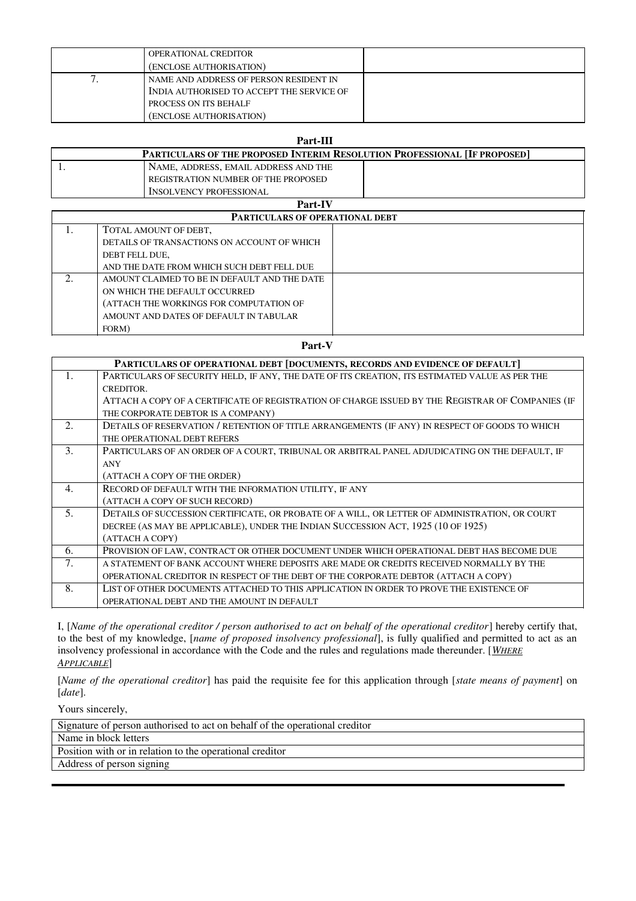| | OPERATIONAL CREDITOR (ENCLOSE AUTHORISATION) | |
|---|---|---|
| 7. | NAME AND ADDRESS OF PERSON RESIDENT IN INDIA AUTHORISED TO ACCEPT THE SERVICE OF PROCESS ON ITS BEHALF (ENCLOSE AUTHORISATION) | |

**Part-III**

| PARTICULARS OF THE PROPOSED INTERIM RESOLUTION PROFESSIONAL [IF PROPOSED] | | |
|---|---|---|
| 1. | NAME, ADDRESS, EMAIL ADDRESS AND THE REGISTRATION NUMBER OF THE PROPOSED INSOLVENCY PROFESSIONAL | |

**Part-IV**

| PARTICULARS OF OPERATIONAL DEBT | | |
|---|---|---|
| 1. | TOTAL AMOUNT OF DEBT, DETAILS OF TRANSACTIONS ON ACCOUNT OF WHICH DEBT FELL DUE, AND THE DATE FROM WHICH SUCH DEBT FELL DUE | |
| 2. | AMOUNT CLAIMED TO BE IN DEFAULT AND THE DATE ON WHICH THE DEFAULT OCCURRED (ATTACH THE WORKINGS FOR COMPUTATION OF AMOUNT AND DATES OF DEFAULT IN TABULAR FORM) | |

**Part-V**

| PARTICULARS OF OPERATIONAL DEBT [DOCUMENTS, RECORDS AND EVIDENCE OF DEFAULT] | |
|---|---|
| 1. | PARTICULARS OF SECURITY HELD, IF ANY, THE DATE OF ITS CREATION, ITS ESTIMATED VALUE AS PER THE CREDITOR. ATTACH A COPY OF A CERTIFICATE OF REGISTRATION OF CHARGE ISSUED BY THE REGISTRAR OF COMPANIES (IF THE CORPORATE DEBTOR IS A COMPANY) |
| 2. | DETAILS OF RESERVATION / RETENTION OF TITLE ARRANGEMENTS (IF ANY) IN RESPECT OF GOODS TO WHICH THE OPERATIONAL DEBT REFERS |
| 3. | PARTICULARS OF AN ORDER OF A COURT, TRIBUNAL OR ARBITRAL PANEL ADJUDICATING ON THE DEFAULT, IF ANY (ATTACH A COPY OF THE ORDER) |
| 4. | RECORD OF DEFAULT WITH THE INFORMATION UTILITY, IF ANY (ATTACH A COPY OF SUCH RECORD) |
| 5. | DETAILS OF SUCCESSION CERTIFICATE, OR PROBATE OF A WILL, OR LETTER OF ADMINISTRATION, OR COURT DECREE (AS MAY BE APPLICABLE), UNDER THE INDIAN SUCCESSION ACT, 1925 (10 OF 1925) (ATTACH A COPY) |
| 6. | PROVISION OF LAW, CONTRACT OR OTHER DOCUMENT UNDER WHICH OPERATIONAL DEBT HAS BECOME DUE |
| 7. | A STATEMENT OF BANK ACCOUNT WHERE DEPOSITS ARE MADE OR CREDITS RECEIVED NORMALLY BY THE OPERATIONAL CREDITOR IN RESPECT OF THE DEBT OF THE CORPORATE DEBTOR (ATTACH A COPY) |
| 8. | LIST OF OTHER DOCUMENTS ATTACHED TO THIS APPLICATION IN ORDER TO PROVE THE EXISTENCE OF OPERATIONAL DEBT AND THE AMOUNT IN DEFAULT |

I, [*Name of the operational creditor / person authorised to act on behalf of the operational creditor*] hereby certify that, to the best of my knowledge, [*name of proposed insolvency professional*], is fully qualified and permitted to act as an insolvency professional in accordance with the Code and the rules and regulations made thereunder. [*WHERE APPLICABLE*]

[*Name of the operational creditor*] has paid the requisite fee for this application through [*state means of payment*] on [*date*].

Yours sincerely,

| Signature of person authorised to act on behalf of the operational creditor |
|---|
| Name in block letters |
| Position with or in relation to the operational creditor |
| Address of person signing |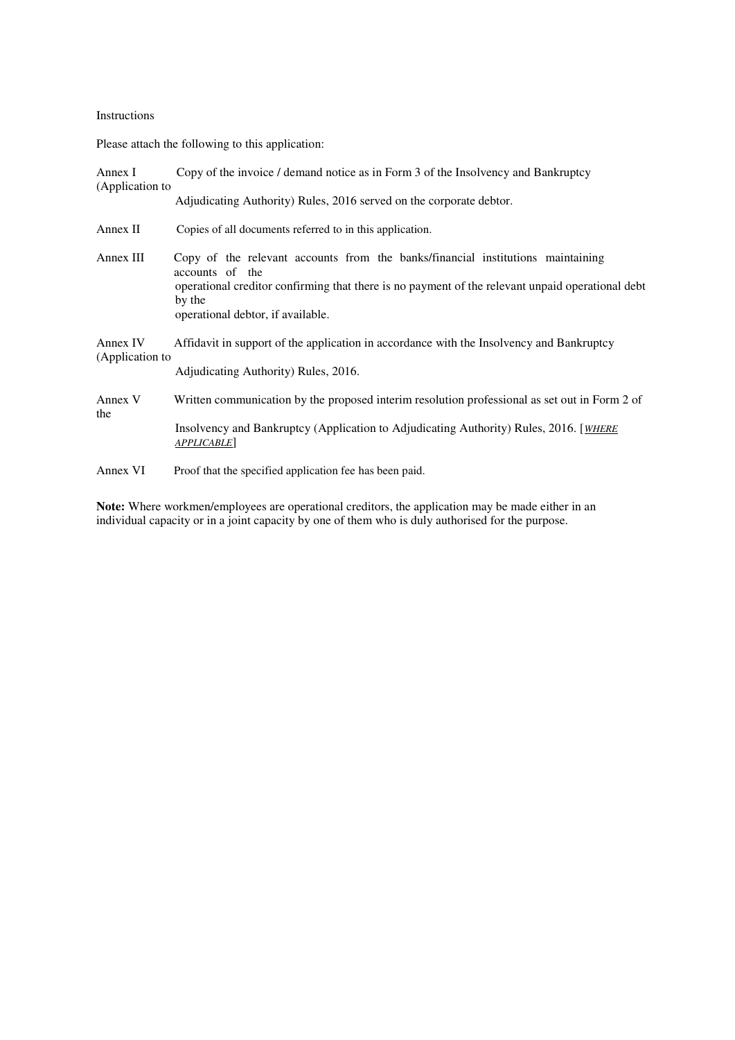Instructions

Please attach the following to this application:

| | |
|---|---|
| Annex I | Copy of the invoice / demand notice as in Form 3 of the Insolvency and Bankruptcy (Application to Adjudicating Authority) Rules, 2016 served on the corporate debtor. |
| Annex II | Copies of all documents referred to in this application. |
| Annex III | Copy of the relevant accounts from the banks/financial institutions maintaining accounts of the operational creditor confirming that there is no payment of the relevant unpaid operational debt by the operational debtor, if available. |
| Annex IV | Affidavit in support of the application in accordance with the Insolvency and Bankruptcy (Application to Adjudicating Authority) Rules, 2016. |
| Annex V | Written communication by the proposed interim resolution professional as set out in Form 2 of the Insolvency and Bankruptcy (Application to Adjudicating Authority) Rules, 2016. [*WHERE APPLICABLE*] |
| Annex VI | Proof that the specified application fee has been paid. |

**Note:** Where workmen/employees are operational creditors, the application may be made either in an individual capacity or in a joint capacity by one of them who is duly authorised for the purpose.